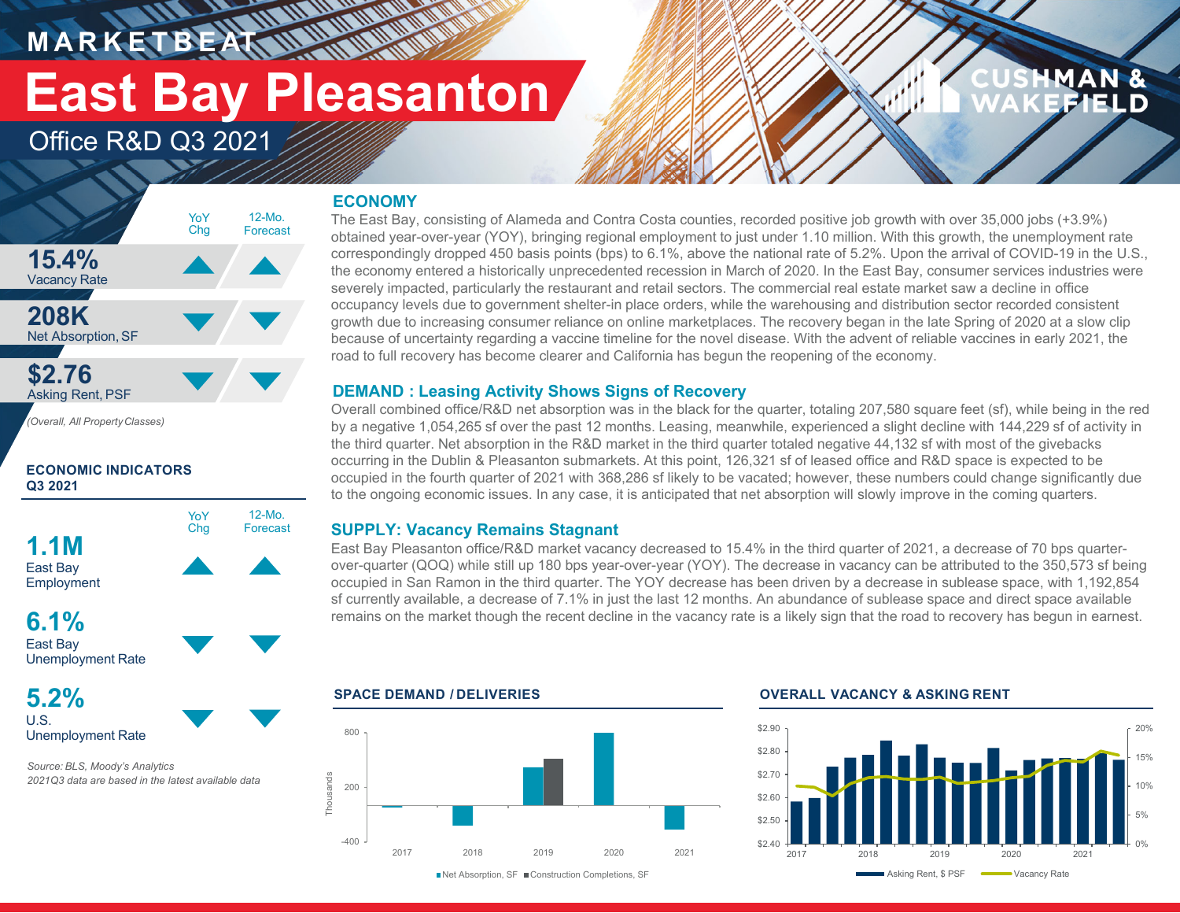MARKETBEAT

# East Bay Pleasanton

## Office R&D Q3 2021

| | YoY Chg | 12-Mo. Forecast |
|---|---|---|
| **15.4%** Vacancy Rate | ▲ | ▲ |
| **208K** Net Absorption, SF | ▼ | ▼ |
| **$2.76** Asking Rent, PSF | ▼ | ▼ |

*(Overall, All Property Classes)*

### ECONOMIC INDICATORS Q3 2021

| | YoY Chg | 12-Mo. Forecast |
|---|---|---|
| **1.1M** East Bay Employment | ▲ | ▲ |
| **6.1%** East Bay Unemployment Rate | ▼ | ▼ |
| **5.2%** U.S. Unemployment Rate | ▼ | ▼ |

*Source: BLS, Moody's Analytics*
*2021Q3 data are based in the latest available data*

## ECONOMY

The East Bay, consisting of Alameda and Contra Costa counties, recorded positive job growth with over 35,000 jobs (+3.9%) obtained year-over-year (YOY), bringing regional employment to just under 1.10 million. With this growth, the unemployment rate correspondingly dropped 450 basis points (bps) to 6.1%, above the national rate of 5.2%. Upon the arrival of COVID-19 in the U.S., the economy entered a historically unprecedented recession in March of 2020. In the East Bay, consumer services industries were severely impacted, particularly the restaurant and retail sectors. The commercial real estate market saw a decline in office occupancy levels due to government shelter-in place orders, while the warehousing and distribution sector recorded consistent growth due to increasing consumer reliance on online marketplaces. The recovery began in the late Spring of 2020 at a slow clip because of uncertainty regarding a vaccine timeline for the novel disease. With the advent of reliable vaccines in early 2021, the road to full recovery has become clearer and California has begun the reopening of the economy.

## DEMAND : Leasing Activity Shows Signs of Recovery

Overall combined office/R&D net absorption was in the black for the quarter, totaling 207,580 square feet (sf), while being in the red by a negative 1,054,265 sf over the past 12 months. Leasing, meanwhile, experienced a slight decline with 144,229 sf of activity in the third quarter. Net absorption in the R&D market in the third quarter totaled negative 44,132 sf with most of the givebacks occurring in the Dublin & Pleasanton submarkets. At this point, 126,321 sf of leased office and R&D space is expected to be occupied in the fourth quarter of 2021 with 368,286 sf likely to be vacated; however, these numbers could change significantly due to the ongoing economic issues. In any case, it is anticipated that net absorption will slowly improve in the coming quarters.

## SUPPLY: Vacancy Remains Stagnant

East Bay Pleasanton office/R&D market vacancy decreased to 15.4% in the third quarter of 2021, a decrease of 70 bps quarter-over-quarter (QOQ) while still up 180 bps year-over-year (YOY). The decrease in vacancy can be attributed to the 350,573 sf being occupied in San Ramon in the third quarter. The YOY decrease has been driven by a decrease in sublease space, with 1,192,854 sf currently available, a decrease of 7.1% in just the last 12 months. An abundance of sublease space and direct space available remains on the market though the recent decline in the vacancy rate is a likely sign that the road to recovery has begun in earnest.

### SPACE DEMAND / DELIVERIES

Net Absorption, SF | Construction Completions, SF

### OVERALL VACANCY & ASKING RENT

Asking Rent, $ PSF | Vacancy Rate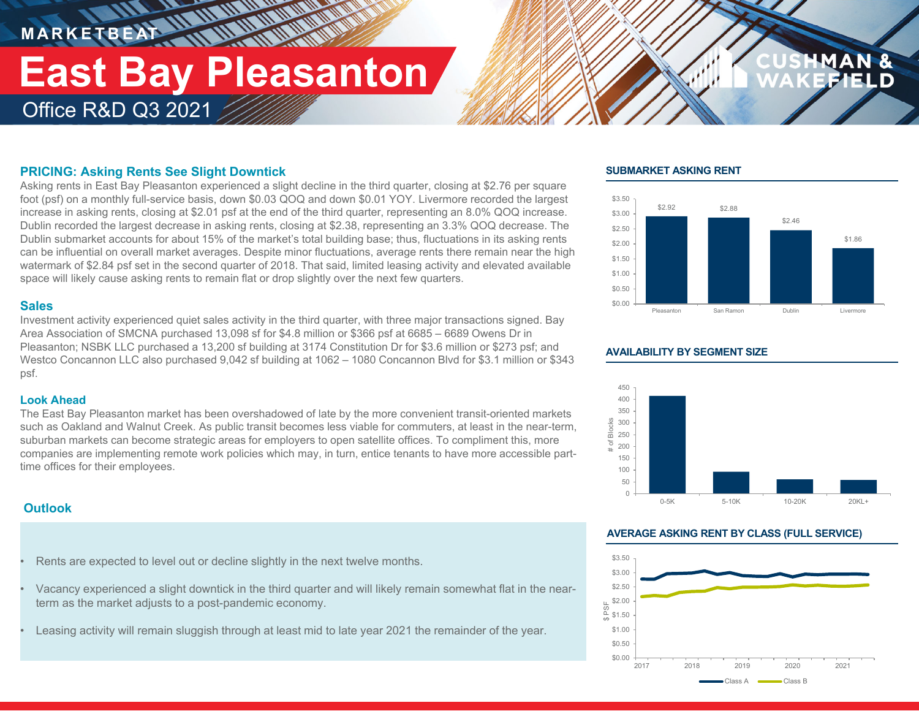MARKETBEAT

# East Bay Pleasanton

## Office R&D Q3 2021

### PRICING: Asking Rents See Slight Downtick

Asking rents in East Bay Pleasanton experienced a slight decline in the third quarter, closing at $2.76 per square foot (psf) on a monthly full-service basis, down $0.03 QOQ and down $0.01 YOY. Livermore recorded the largest increase in asking rents, closing at $2.01 psf at the end of the third quarter, representing an 8.0% QOQ increase. Dublin recorded the largest decrease in asking rents, closing at $2.38, representing an 3.3% QOQ decrease. The Dublin submarket accounts for about 15% of the market's total building base; thus, fluctuations in its asking rents can be influential on overall market averages. Despite minor fluctuations, average rents there remain near the high watermark of $2.84 psf set in the second quarter of 2018. That said, limited leasing activity and elevated available space will likely cause asking rents to remain flat or drop slightly over the next few quarters.

### Sales

Investment activity experienced quiet sales activity in the third quarter, with three major transactions signed. Bay Area Association of SMCNA purchased 13,098 sf for $4.8 million or $366 psf at 6685 – 6689 Owens Dr in Pleasanton; NSBK LLC purchased a 13,200 sf building at 3174 Constitution Dr for $3.6 million or $273 psf; and Westco Concannon LLC also purchased 9,042 sf building at 1062 – 1080 Concannon Blvd for $3.1 million or $343 psf.

### Look Ahead

The East Bay Pleasanton market has been overshadowed of late by the more convenient transit-oriented markets such as Oakland and Walnut Creek. As public transit becomes less viable for commuters, at least in the near-term, suburban markets can become strategic areas for employers to open satellite offices. To compliment this, more companies are implementing remote work policies which may, in turn, entice tenants to have more accessible part-time offices for their employees.

### Outlook

- Rents are expected to level out or decline slightly in the next twelve months.
- Vacancy experienced a slight downtick in the third quarter and will likely remain somewhat flat in the near-term as the market adjusts to a post-pandemic economy.
- Leasing activity will remain sluggish through at least mid to late year 2021 the remainder of the year.

### SUBMARKET ASKING RENT

| Submarket | Asking Rent |
|---|---|
| Pleasanton | $2.92 |
| San Ramon | $2.88 |
| Dublin | $2.46 |
| Livermore | $1.86 |

### AVAILABILITY BY SEGMENT SIZE

| Segment Size | # of Blocks (approx.) |
|---|---|
| 0-5K | ~415 |
| 5-10K | ~93 |
| 10-20K | ~61 |
| 20KL+ | ~58 |

### AVERAGE ASKING RENT BY CLASS (FULL SERVICE)

Line chart, 2017–2021, $PSF; series: Class A, Class B.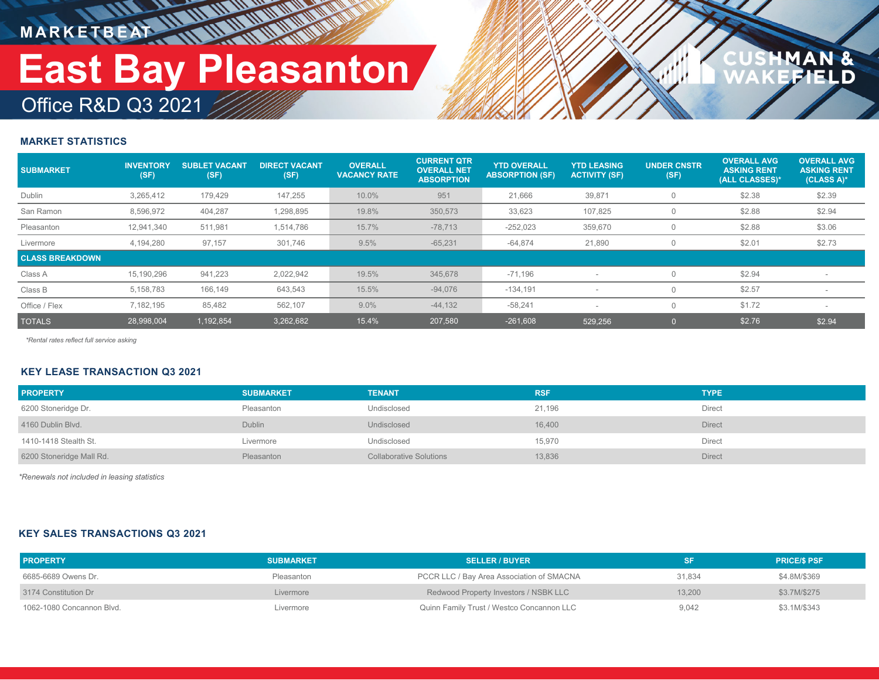MARKETBEAT

# East Bay Pleasanton

## Office R&D Q3 2021

### MARKET STATISTICS

| SUBMARKET | INVENTORY (SF) | SUBLET VACANT (SF) | DIRECT VACANT (SF) | OVERALL VACANCY RATE | CURRENT QTR OVERALL NET ABSORPTION | YTD OVERALL ABSORPTION (SF) | YTD LEASING ACTIVITY (SF) | UNDER CNSTR (SF) | OVERALL AVG ASKING RENT (ALL CLASSES)* | OVERALL AVG ASKING RENT (CLASS A)* |
|---|---|---|---|---|---|---|---|---|---|---|
| Dublin | 3,265,412 | 179,429 | 147,255 | 10.0% | 951 | 21,666 | 39,871 | 0 | $2.38 | $2.39 |
| San Ramon | 8,596,972 | 404,287 | 1,298,895 | 19.8% | 350,573 | 33,623 | 107,825 | 0 | $2.88 | $2.94 |
| Pleasanton | 12,941,340 | 511,981 | 1,514,786 | 15.7% | -78,713 | -252,023 | 359,670 | 0 | $2.88 | $3.06 |
| Livermore | 4,194,280 | 97,157 | 301,746 | 9.5% | -65,231 | -64,874 | 21,890 | 0 | $2.01 | $2.73 |
| **CLASS BREAKDOWN** | | | | | | | | | | |
| Class A | 15,190,296 | 941,223 | 2,022,942 | 19.5% | 345,678 | -71,196 | - | 0 | $2.94 | - |
| Class B | 5,158,783 | 166,149 | 643,543 | 15.5% | -94,076 | -134,191 | - | 0 | $2.57 | - |
| Office / Flex | 7,182,195 | 85,482 | 562,107 | 9.0% | -44,132 | -58,241 | - | 0 | $1.72 | - |
| TOTALS | 28,998,004 | 1,192,854 | 3,262,682 | 15.4% | 207,580 | -261,608 | 529,256 | 0 | $2.76 | $2.94 |

*Rental rates reflect full service asking*

### KEY LEASE TRANSACTION Q3 2021

| PROPERTY | SUBMARKET | TENANT | RSF | TYPE |
|---|---|---|---|---|
| 6200 Stoneridge Dr. | Pleasanton | Undisclosed | 21,196 | Direct |
| 4160 Dublin Blvd. | Dublin | Undisclosed | 16,400 | Direct |
| 1410-1418 Stealth St. | Livermore | Undisclosed | 15,970 | Direct |
| 6200 Stoneridge Mall Rd. | Pleasanton | Collaborative Solutions | 13,836 | Direct |

*Renewals not included in leasing statistics*

### KEY SALES TRANSACTIONS Q3 2021

| PROPERTY | SUBMARKET | SELLER / BUYER | SF | PRICE/$ PSF |
|---|---|---|---|---|
| 6685-6689 Owens Dr. | Pleasanton | PCCR LLC / Bay Area Association of SMACNA | 31,834 | $4.8M/$369 |
| 3174 Constitution Dr | Livermore | Redwood Property Investors / NSBK LLC | 13,200 | $3.7M/$275 |
| 1062-1080 Concannon Blvd. | Livermore | Quinn Family Trust / Westco Concannon LLC | 9,042 | $3.1M/$343 |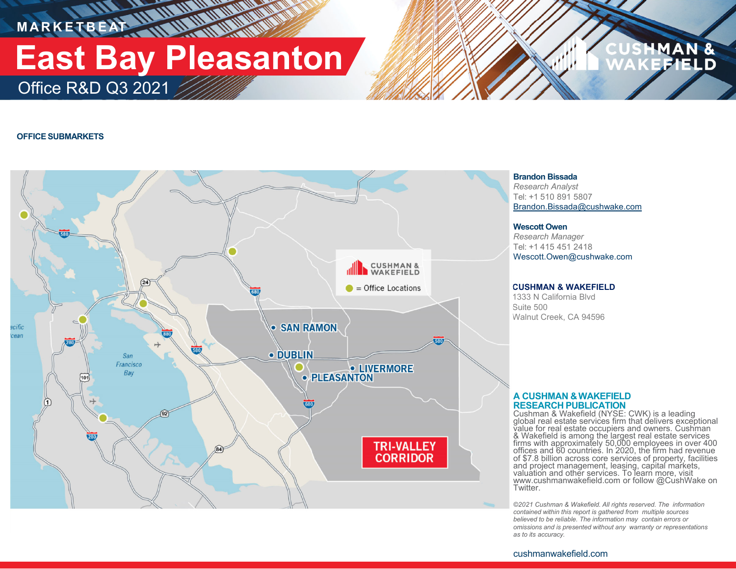MARKETBEAT

# East Bay Pleasanton

Office R&D Q3 2021

**OFFICE SUBMARKETS**

CUSHMAN & WAKEFIELD

= Office Locations

SAN RAMON

DUBLIN

LIVERMORE

PLEASANTON

TRI-VALLEY CORRIDOR

**Brandon Bissada**
*Research Analyst*
Tel: +1 510 891 5807
Brandon.Bissada@cushwake.com

**Wescott Owen**
*Research Manager*
Tel: +1 415 451 2418
Wescott.Owen@cushwake.com

**CUSHMAN & WAKEFIELD**
1333 N California Blvd
Suite 500
Walnut Creek, CA 94596

**A CUSHMAN & WAKEFIELD RESEARCH PUBLICATION**

Cushman & Wakefield (NYSE: CWK) is a leading global real estate services firm that delivers exceptional value for real estate occupiers and owners. Cushman & Wakefield is among the largest real estate services firms with approximately 50,000 employees in over 400 offices and 60 countries. In 2020, the firm had revenue of $7.8 billion across core services of property, facilities and project management, leasing, capital markets, valuation and other services. To learn more, visit www.cushmanwakefield.com or follow @CushWake on Twitter.

*©2021 Cushman & Wakefield. All rights reserved. The information contained within this report is gathered from multiple sources believed to be reliable. The information may contain errors or omissions and is presented without any warranty or representations as to its accuracy.*

cushmanwakefield.com